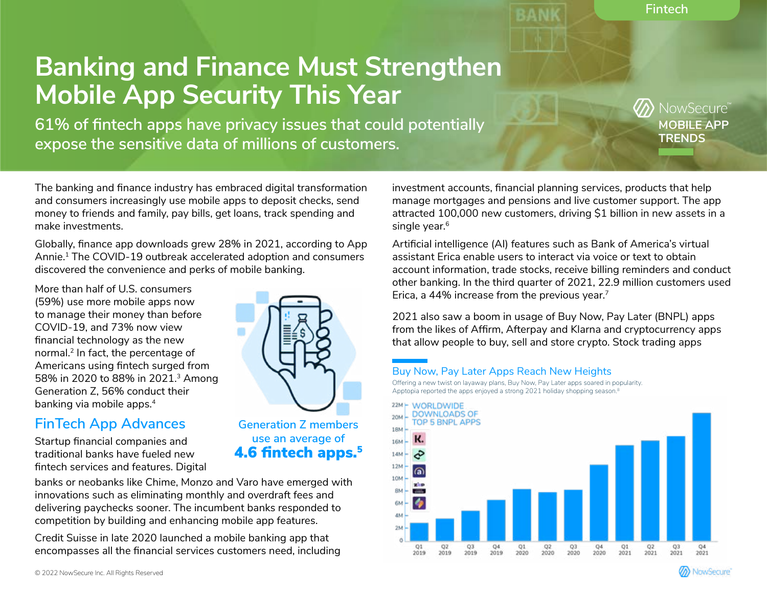Fintech

# Banking and Finance Must Strengthen Mobile App Security This Year

61% of fintech apps have privacy issues that could potentially expose the sensitive data of millions of customers.

NowSecure MOBILE APP TRENDS

The banking and finance industry has embraced digital transformation and consumers increasingly use mobile apps to deposit checks, send money to friends and family, pay bills, get loans, track spending and make investments.

Globally, finance app downloads grew 28% in 2021, according to App Annie.[1] The COVID-19 outbreak accelerated adoption and consumers discovered the convenience and perks of mobile banking.

More than half of U.S. consumers (59%) use more mobile apps now to manage their money than before COVID-19, and 73% now view financial technology as the new normal.[2] In fact, the percentage of Americans using fintech surged from 58% in 2020 to 88% in 2021.[3] Among Generation Z, 56% conduct their banking via mobile apps.[4]

Generation Z members use an average of **4.6 fintech apps.[5]**

## FinTech App Advances

Startup financial companies and traditional banks have fueled new fintech services and features. Digital banks or neobanks like Chime, Monzo and Varo have emerged with innovations such as eliminating monthly and overdraft fees and delivering paychecks sooner. The incumbent banks responded to competition by building and enhancing mobile app features.

Credit Suisse in late 2020 launched a mobile banking app that encompasses all the financial services customers need, including investment accounts, financial planning services, products that help manage mortgages and pensions and live customer support. The app attracted 100,000 new customers, driving $1 billion in new assets in a single year.[6]

Artificial intelligence (AI) features such as Bank of America's virtual assistant Erica enable users to interact via voice or text to obtain account information, trade stocks, receive billing reminders and conduct other banking. In the third quarter of 2021, 22.9 million customers used Erica, a 44% increase from the previous year.[7]

2021 also saw a boom in usage of Buy Now, Pay Later (BNPL) apps from the likes of Affirm, Afterpay and Klarna and cryptocurrency apps that allow people to buy, sell and store crypto. Stock trading apps

### Buy Now, Pay Later Apps Reach New Heights

Offering a new twist on layaway plans, Buy Now, Pay Later apps soared in popularity. Apptopia reported the apps enjoyed a strong 2021 holiday shopping season.[8]

WORLDWIDE DOWNLOADS OF TOP 5 BNPL APPS

(Bar chart: quarterly downloads from Q1 2019 to Q4 2021, y-axis 0 to 22M)

© 2022 NowSecure Inc. All Rights Reserved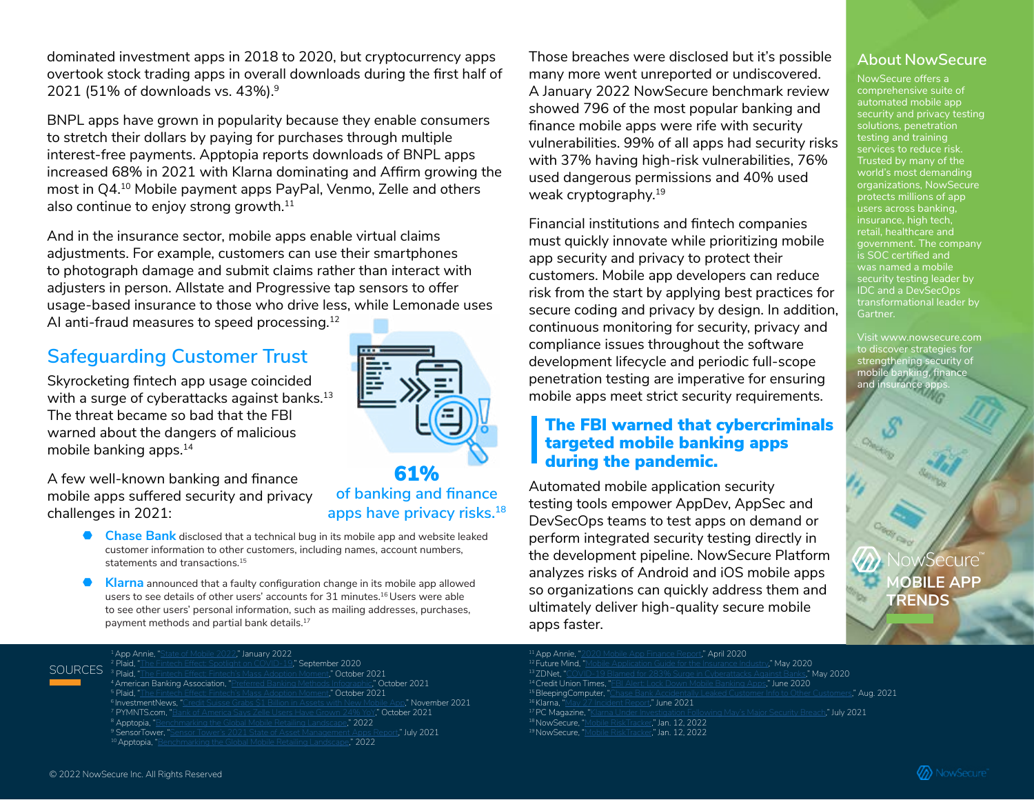dominated investment apps in 2018 to 2020, but cryptocurrency apps overtook stock trading apps in overall downloads during the first half of 2021 (51% of downloads vs. 43%).[9]

BNPL apps have grown in popularity because they enable consumers to stretch their dollars by paying for purchases through multiple interest-free payments. Apptopia reports downloads of BNPL apps increased 68% in 2021 with Klarna dominating and Affirm growing the most in Q4.[10] Mobile payment apps PayPal, Venmo, Zelle and others also continue to enjoy strong growth.[11]

And in the insurance sector, mobile apps enable virtual claims adjustments. For example, customers can use their smartphones to photograph damage and submit claims rather than interact with adjusters in person. Allstate and Progressive tap sensors to offer usage-based insurance to those who drive less, while Lemonade uses AI anti-fraud measures to speed processing.[12]

## Safeguarding Customer Trust

Skyrocketing fintech app usage coincided with a surge of cyberattacks against banks.[13] The threat became so bad that the FBI warned about the dangers of malicious mobile banking apps.[14]

**61%** of banking and finance apps have privacy risks.[18]

A few well-known banking and finance mobile apps suffered security and privacy challenges in 2021:

- **Chase Bank** disclosed that a technical bug in its mobile app and website leaked customer information to other customers, including names, account numbers, statements and transactions.[15]
- **Klarna** announced that a faulty configuration change in its mobile app allowed users to see details of other users' accounts for 31 minutes.[16] Users were able to see other users' personal information, such as mailing addresses, purchases, payment methods and partial bank details.[17]

Those breaches were disclosed but it's possible many more went unreported or undiscovered. A January 2022 NowSecure benchmark review showed 796 of the most popular banking and finance mobile apps were rife with security vulnerabilities. 99% of all apps had security risks with 37% having high-risk vulnerabilities, 76% used dangerous permissions and 40% used weak cryptography.[19]

Financial institutions and fintech companies must quickly innovate while prioritizing mobile app security and privacy to protect their customers. Mobile app developers can reduce risk from the start by applying best practices for secure coding and privacy by design. In addition, continuous monitoring for security, privacy and compliance issues throughout the software development lifecycle and periodic full-scope penetration testing are imperative for ensuring mobile apps meet strict security requirements.

> **The FBI warned that cybercriminals targeted mobile banking apps during the pandemic.**

Automated mobile application security testing tools empower AppDev, AppSec and DevSecOps teams to test apps on demand or perform integrated security testing directly in the development pipeline. NowSecure Platform analyzes risks of Android and iOS mobile apps so organizations can quickly address them and ultimately deliver high-quality secure mobile apps faster.

### About NowSecure

NowSecure offers a comprehensive suite of automated mobile app security and privacy testing solutions, penetration testing and training services to reduce risk. Trusted by many of the world's most demanding organizations, NowSecure protects millions of app users across banking, insurance, high tech, retail, healthcare and government. The company is SOC certified and was named a mobile security testing leader by IDC and a DevSecOps transformational leader by Gartner.

Visit www.nowsecure.com to discover strategies for strengthening security of mobile banking, finance and insurance apps.

NowSecure™ MOBILE APP TRENDS

### SOURCES

1. App Annie, "State of Mobile 2022," January 2022
2. Plaid, "The Fintech Effect: Spotlight on COVID-19," September 2020
3. Plaid, "The Fintech Effect: Fintech's Mass Adoption Moment," October 2021
4. American Banking Association, "Preferred Banking Methods Infographic," October 2021
5. Plaid, "The Fintech Effect: Fintech's Mass Adoption Moment," October 2021
6. InvestmentNews, "Credit Suisse Grabs $1 Billion in Assets with New Mobile App," November 2021
7. PYMNTS.com, "Bank of America Says Zelle Users Have Grown 24% YoY," October 2021
8. Apptopia, "Benchmarking the Global Mobile Retailing Landscape," 2022
9. SensorTower, "Sensor Tower's 2021 State of Asset Management Apps Report," July 2021
10. Apptopia, "Benchmarking the Global Mobile Retailing Landscape," 2022
11. App Annie, "2020 Mobile App Finance Report," April 2020
12. Future Mind, "Mobile Application Guide for the Insurance Industry," May 2020
13. ZDNet, "COVID-19 Blamed for 238% Surge in Cyberattacks Against Banks," May 2020
14. Credit Union Times, "FBI Alert: Lock Down Mobile Banking Apps," June 2020
15. BleepingComputer, "Chase Bank Accidentally Leaked Customer Info to Other Customers," Aug. 2021
16. Klarna, "May 27 Incident Report," June 2021
17. PC Magazine, "Klarna Under Investigation Following May's Major Security Breach," July 2021
18. NowSecure, "Mobile RiskTracker," Jan. 12, 2022
19. NowSecure, "Mobile RiskTracker," Jan. 12, 2022

© 2022 NowSecure Inc. All Rights Reserved